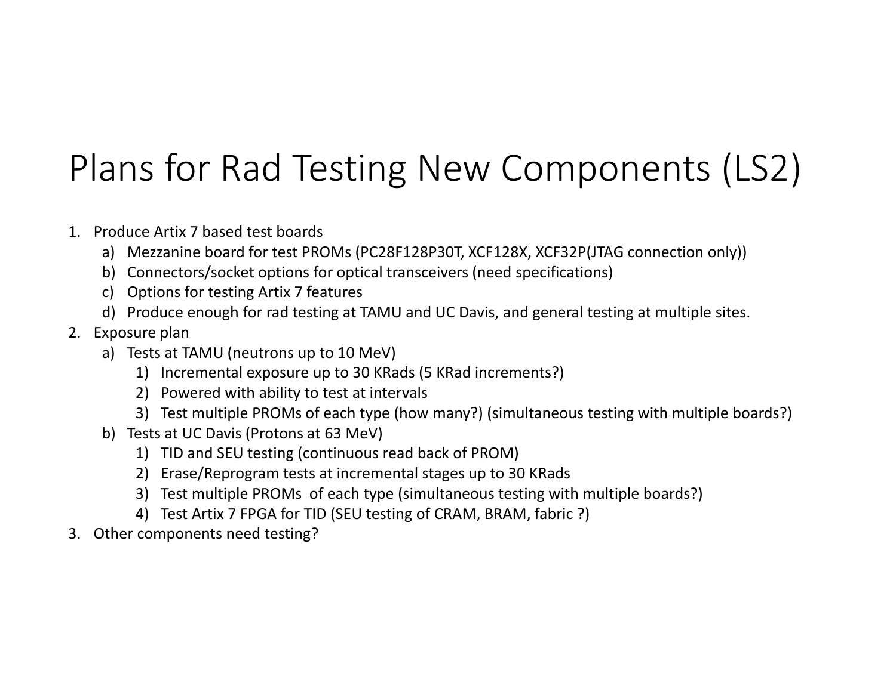# Plans for Rad Testing New Components (LS2)

1. Produce Artix 7 based test boards
   a) Mezzanine board for test PROMs (PC28F128P30T, XCF128X, XCF32P(JTAG connection only))
   b) Connectors/socket options for optical transceivers (need specifications)
   c) Options for testing Artix 7 features
   d) Produce enough for rad testing at TAMU and UC Davis, and general testing at multiple sites.
2. Exposure plan
   a) Tests at TAMU (neutrons up to 10 MeV)
      1) Incremental exposure up to 30 KRads (5 KRad increments?)
      2) Powered with ability to test at intervals
      3) Test multiple PROMs of each type (how many?) (simultaneous testing with multiple boards?)
   b) Tests at UC Davis (Protons at 63 MeV)
      1) TID and SEU testing (continuous read back of PROM)
      2) Erase/Reprogram tests at incremental stages up to 30 KRads
      3) Test multiple PROMs of each type (simultaneous testing with multiple boards?)
      4) Test Artix 7 FPGA for TID (SEU testing of CRAM, BRAM, fabric ?)
3. Other components need testing?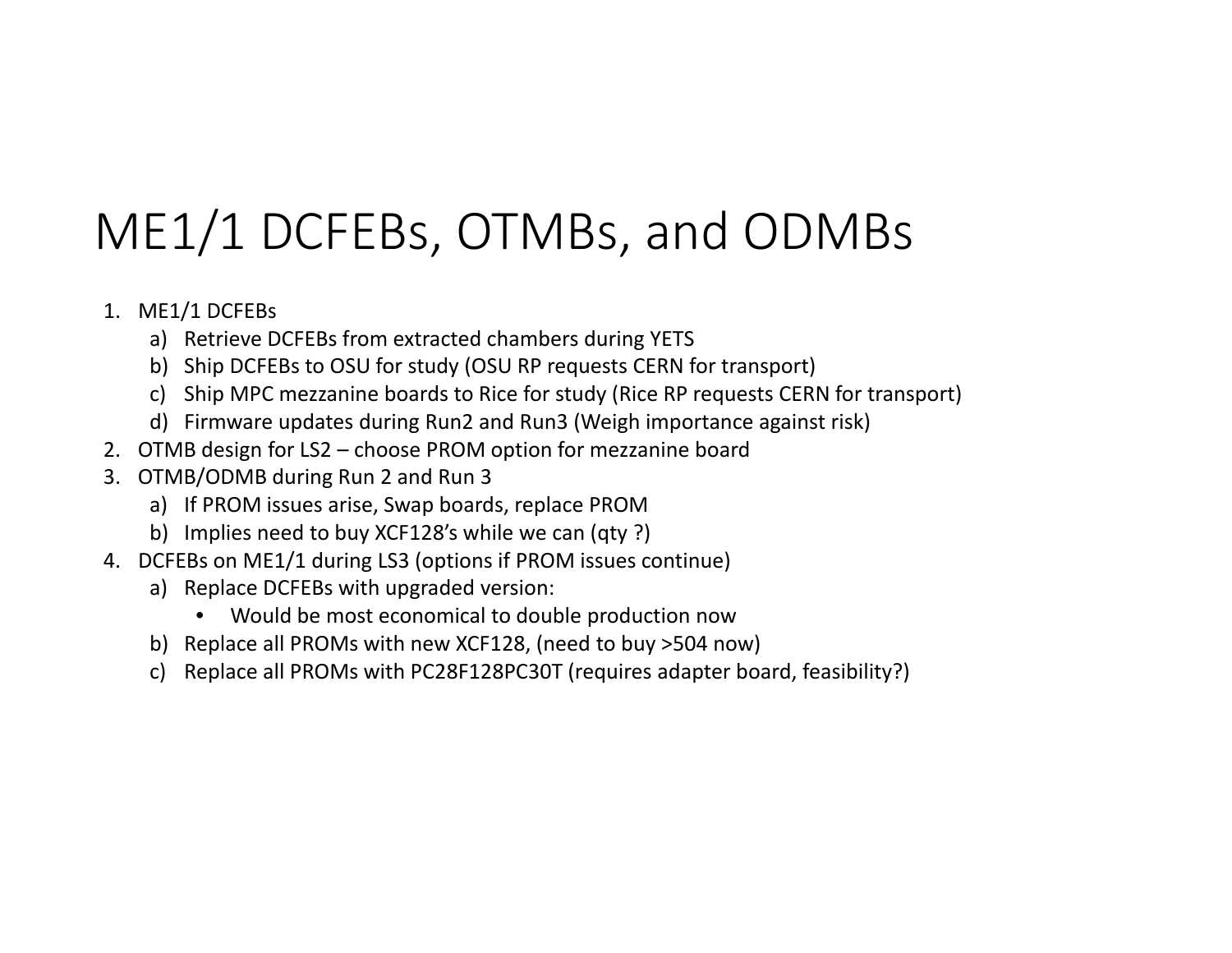# ME1/1 DCFEBs, OTMBs, and ODMBs

1. ME1/1 DCFEBs
   a) Retrieve DCFEBs from extracted chambers during YETS
   b) Ship DCFEBs to OSU for study (OSU RP requests CERN for transport)
   c) Ship MPC mezzanine boards to Rice for study (Rice RP requests CERN for transport)
   d) Firmware updates during Run2 and Run3 (Weigh importance against risk)
2. OTMB design for LS2 – choose PROM option for mezzanine board
3. OTMB/ODMB during Run 2 and Run 3
   a) If PROM issues arise, Swap boards, replace PROM
   b) Implies need to buy XCF128's while we can (qty ?)
4. DCFEBs on ME1/1 during LS3 (options if PROM issues continue)
   a) Replace DCFEBs with upgraded version:
      - Would be most economical to double production now
   b) Replace all PROMs with new XCF128, (need to buy >504 now)
   c) Replace all PROMs with PC28F128PC30T (requires adapter board, feasibility?)